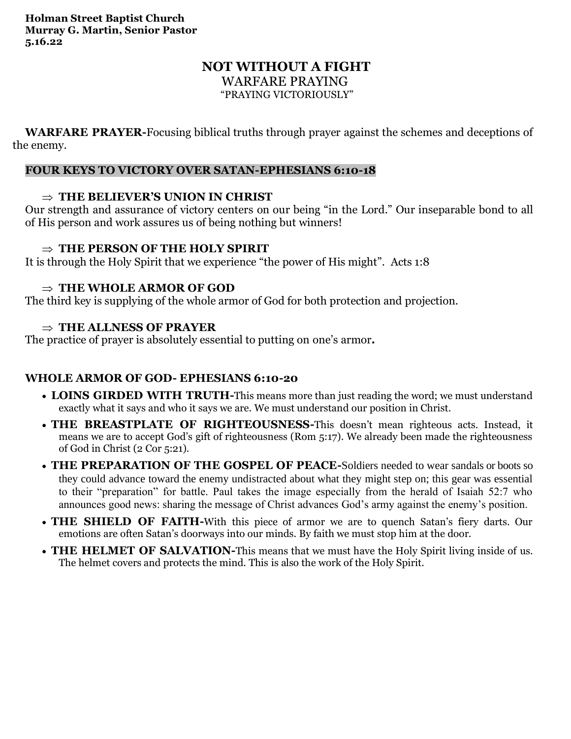**Holman Street Baptist Church**
**Murray G. Martin, Senior Pastor**
**5.16.22**

# NOT WITHOUT A FIGHT

## WARFARE PRAYING

### "PRAYING VICTORIOUSLY"

**WARFARE PRAYER-**Focusing biblical truths through prayer against the schemes and deceptions of the enemy.

## FOUR KEYS TO VICTORY OVER SATAN-EPHESIANS 6:10-18

⇒ **THE BELIEVER'S UNION IN CHRIST**

Our strength and assurance of victory centers on our being "in the Lord." Our inseparable bond to all of His person and work assures us of being nothing but winners!

⇒ **THE PERSON OF THE HOLY SPIRIT**

It is through the Holy Spirit that we experience "the power of His might". Acts 1:8

⇒ **THE WHOLE ARMOR OF GOD**

The third key is supplying of the whole armor of God for both protection and projection.

⇒ **THE ALLNESS OF PRAYER**

The practice of prayer is absolutely essential to putting on one's armor**.**

## WHOLE ARMOR OF GOD- EPHESIANS 6:10-20

- **LOINS GIRDED WITH TRUTH-**This means more than just reading the word; we must understand exactly what it says and who it says we are. We must understand our position in Christ.
- **THE BREASTPLATE OF RIGHTEOUSNESS-**This doesn't mean righteous acts. Instead, it means we are to accept God's gift of righteousness (Rom 5:17). We already been made the righteousness of God in Christ (2 Cor 5:21).
- **THE PREPARATION OF THE GOSPEL OF PEACE-**Soldiers needed to wear sandals or boots so they could advance toward the enemy undistracted about what they might step on; this gear was essential to their "preparation" for battle. Paul takes the image especially from the herald of Isaiah 52:7 who announces good news: sharing the message of Christ advances God's army against the enemy's position.
- **THE SHIELD OF FAITH-**With this piece of armor we are to quench Satan's fiery darts. Our emotions are often Satan's doorways into our minds. By faith we must stop him at the door.
- **THE HELMET OF SALVATION-**This means that we must have the Holy Spirit living inside of us. The helmet covers and protects the mind. This is also the work of the Holy Spirit.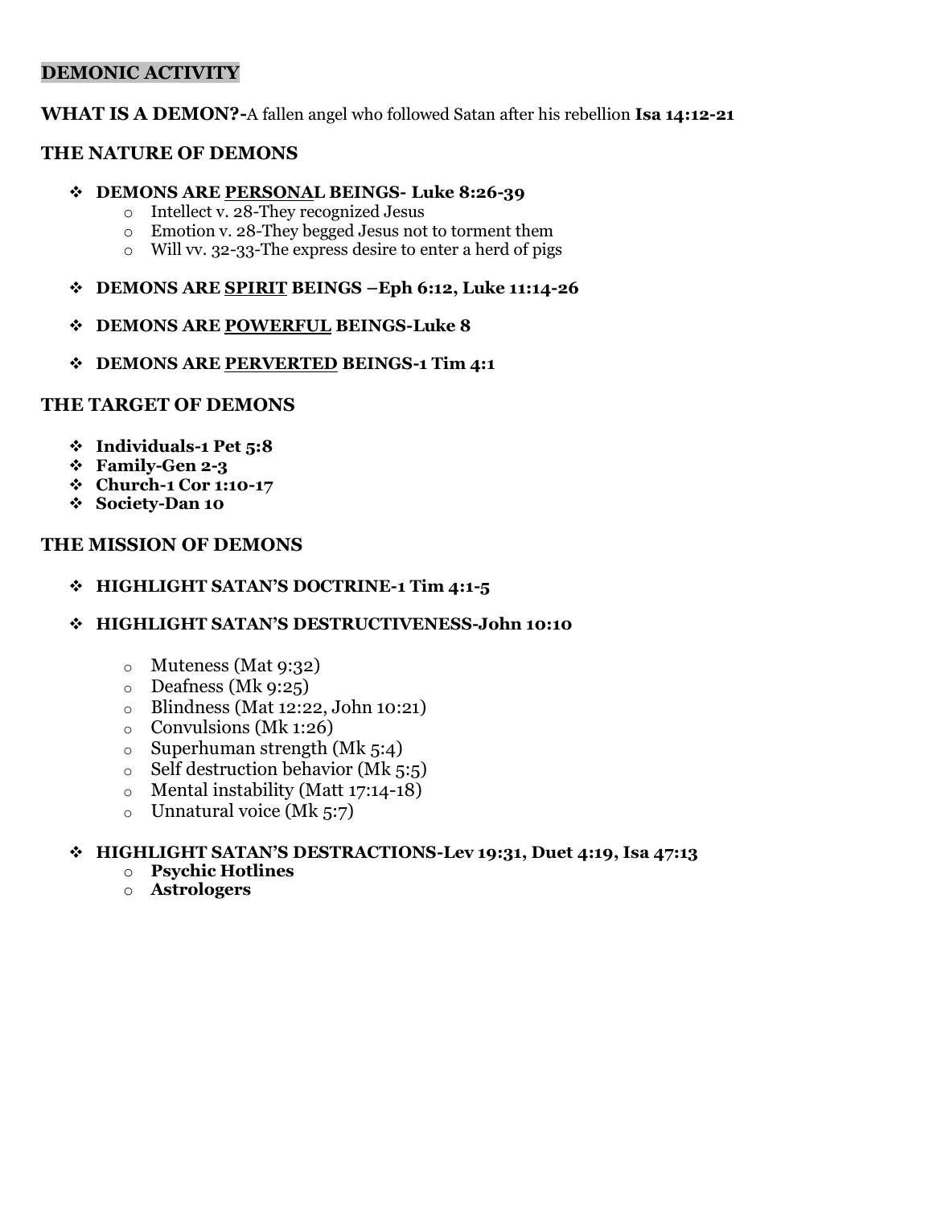## DEMONIC ACTIVITY

**WHAT IS A DEMON?-**A fallen angel who followed Satan after his rebellion **Isa 14:12-21**

### THE NATURE OF DEMONS

- **DEMONS ARE <u>PERSONAL</u> BEINGS- Luke 8:26-39**
  - Intellect v. 28-They recognized Jesus
  - Emotion v. 28-They begged Jesus not to torment them
  - Will vv. 32-33-The express desire to enter a herd of pigs

- **DEMONS ARE <u>SPIRIT</u> BEINGS –Eph 6:12, Luke 11:14-26**

- **DEMONS ARE <u>POWERFUL</u> BEINGS-Luke 8**

- **DEMONS ARE <u>PERVERTED</u> BEINGS-1 Tim 4:1**

### THE TARGET OF DEMONS

- **Individuals-1 Pet 5:8**
- **Family-Gen 2-3**
- **Church-1 Cor 1:10-17**
- **Society-Dan 10**

### THE MISSION OF DEMONS

- **HIGHLIGHT SATAN'S DOCTRINE-1 Tim 4:1-5**

- **HIGHLIGHT SATAN'S DESTRUCTIVENESS-John 10:10**
  - Muteness (Mat 9:32)
  - Deafness (Mk 9:25)
  - Blindness (Mat 12:22, John 10:21)
  - Convulsions (Mk 1:26)
  - Superhuman strength (Mk 5:4)
  - Self destruction behavior (Mk 5:5)
  - Mental instability (Matt 17:14-18)
  - Unnatural voice (Mk 5:7)

- **HIGHLIGHT SATAN'S DESTRACTIONS-Lev 19:31, Duet 4:19, Isa 47:13**
  - **Psychic Hotlines**
  - **Astrologers**